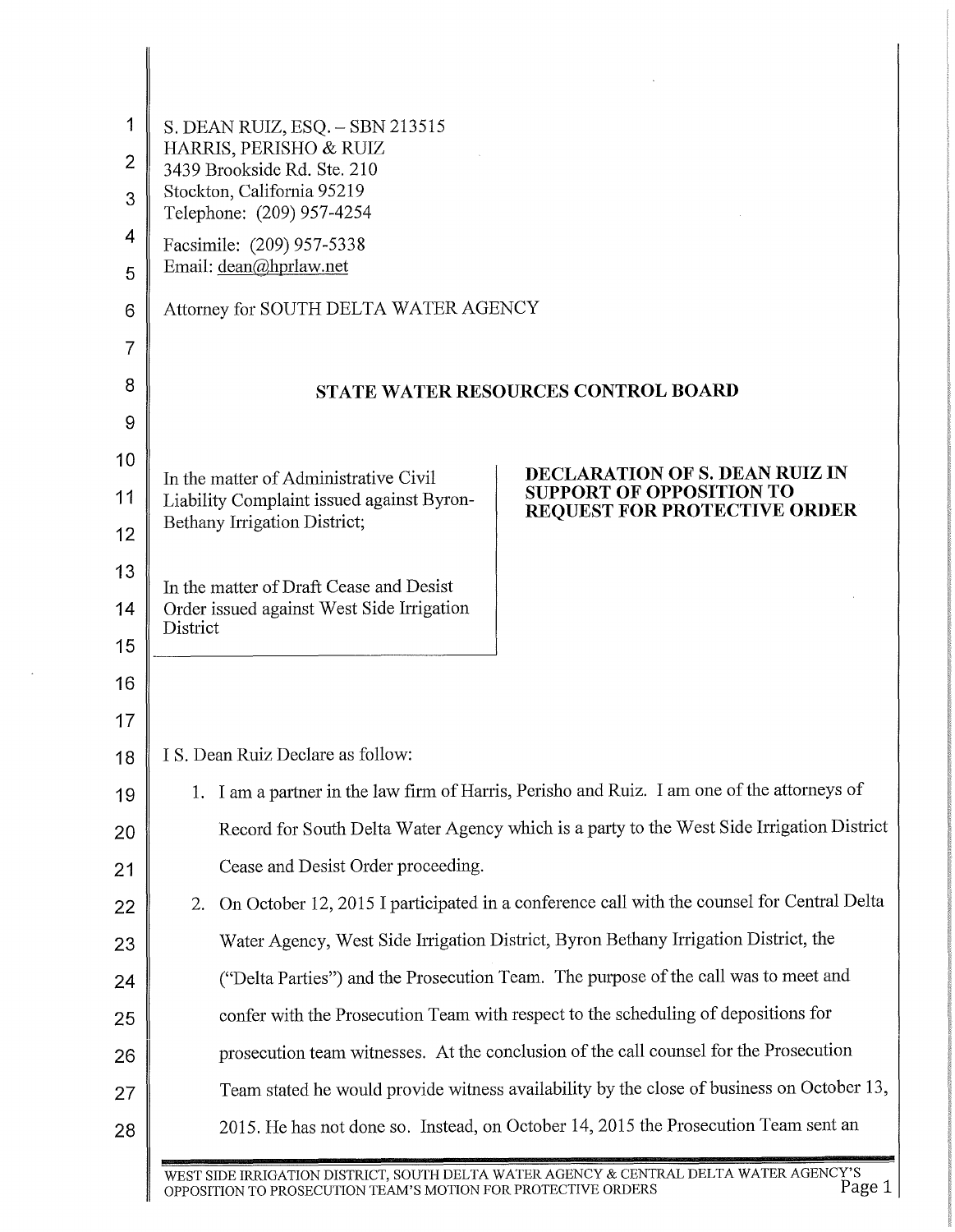S. DEAN RUIZ, ESQ. – SBN 213515
HARRIS, PERISHO & RUIZ
3439 Brookside Rd. Ste. 210
Stockton, California 95219
Telephone: (209) 957-4254
Facsimile: (209) 957-5338
Email: dean@hprlaw.net

Attorney for SOUTH DELTA WATER AGENCY

## STATE WATER RESOURCES CONTROL BOARD

| | |
|---|---|
| In the matter of Administrative Civil Liability Complaint issued against Byron-Bethany Irrigation District;<br><br>In the matter of Draft Cease and Desist Order issued against West Side Irrigation District | **DECLARATION OF S. DEAN RUIZ IN SUPPORT OF OPPOSITION TO REQUEST FOR PROTECTIVE ORDER** |

I S. Dean Ruiz Declare as follow:

1. I am a partner in the law firm of Harris, Perisho and Ruiz. I am one of the attorneys of Record for South Delta Water Agency which is a party to the West Side Irrigation District Cease and Desist Order proceeding.
2. On October 12, 2015 I participated in a conference call with the counsel for Central Delta Water Agency, West Side Irrigation District, Byron Bethany Irrigation District, the ("Delta Parties") and the Prosecution Team. The purpose of the call was to meet and confer with the Prosecution Team with respect to the scheduling of depositions for prosecution team witnesses. At the conclusion of the call counsel for the Prosecution Team stated he would provide witness availability by the close of business on October 13, 2015. He has not done so. Instead, on October 14, 2015 the Prosecution Team sent an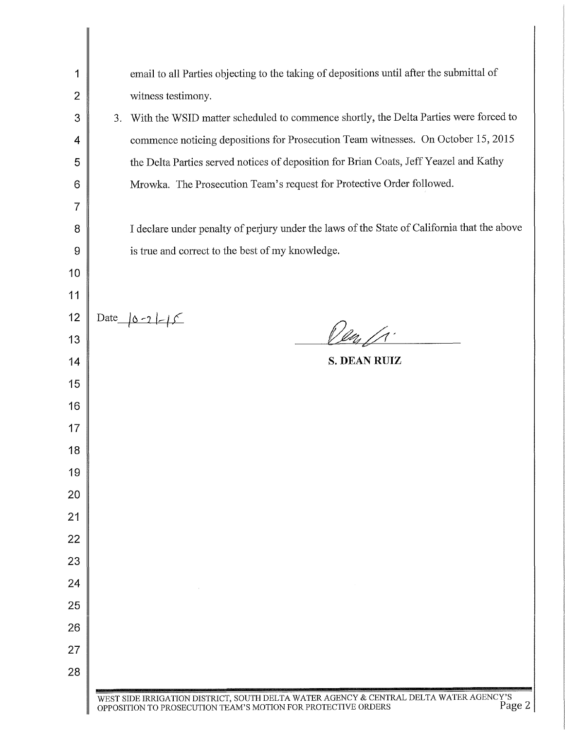email to all Parties objecting to the taking of depositions until after the submittal of witness testimony.

3. With the WSID matter scheduled to commence shortly, the Delta Parties were forced to commence noticing depositions for Prosecution Team witnesses. On October 15, 2015 the Delta Parties served notices of deposition for Brian Coats, Jeff Yeazel and Kathy Mrowka. The Prosecution Team's request for Protective Order followed.

I declare under penalty of perjury under the laws of the State of California that the above is true and correct to the best of my knowledge.

Date 10-21-15

**S. DEAN RUIZ**

WEST SIDE IRRIGATION DISTRICT, SOUTH DELTA WATER AGENCY & CENTRAL DELTA WATER AGENCY'S OPPOSITION TO PROSECUTION TEAM'S MOTION FOR PROTECTIVE ORDERS